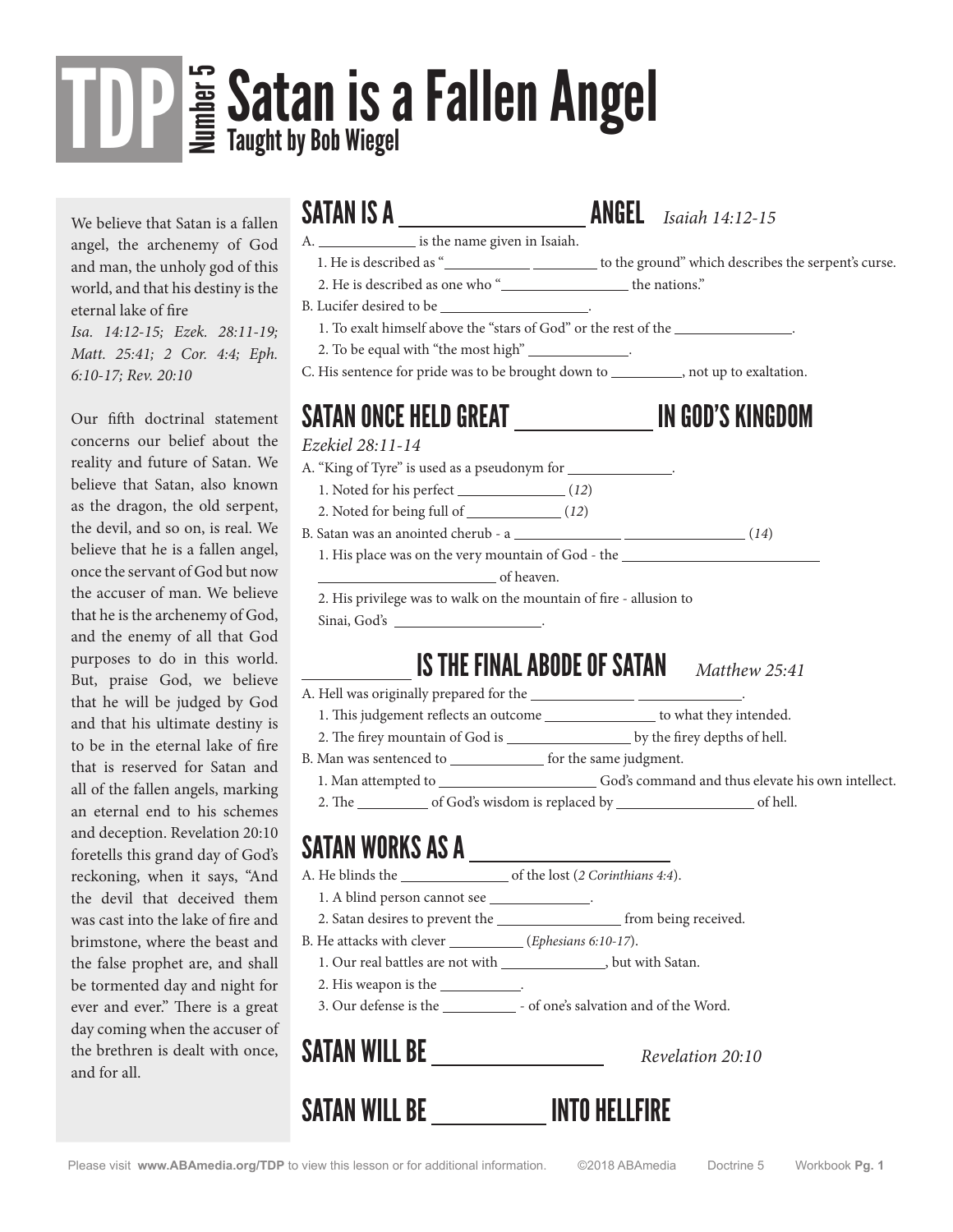# TDP Number 5 Satan is a Fallen Angel

Taught by Bob Wiegel

We believe that Satan is a fallen angel, the archenemy of God and man, the unholy god of this world, and that his destiny is the eternal lake of fire

*Isa. 14:12-15; Ezek. 28:11-19; Matt. 25:41; 2 Cor. 4:4; Eph. 6:10-17; Rev. 20:10*

Our fifth doctrinal statement concerns our belief about the reality and future of Satan. We believe that Satan, also known as the dragon, the old serpent, the devil, and so on, is real. We believe that he is a fallen angel, once the servant of God but now the accuser of man. We believe that he is the archenemy of God, and the enemy of all that God purposes to do in this world. But, praise God, we believe that he will be judged by God and that his ultimate destiny is to be in the eternal lake of fire that is reserved for Satan and all of the fallen angels, marking an eternal end to his schemes and deception. Revelation 20:10 foretells this grand day of God's reckoning, when it says, "And the devil that deceived them was cast into the lake of fire and brimstone, where the beast and the false prophet are, and shall be tormented day and night for ever and ever." There is a great day coming when the accuser of the brethren is dealt with once, and for all.

## SATAN IS A ________________ ANGEL *Isaiah 14:12-15*

A. ____________ is the name given in Isaiah.

1. He is described as "___________ ________ to the ground" which describes the serpent's curse.
2. He is described as one who "________________ the nations."

B. Lucifer desired to be ___________________.

1. To exalt himself above the "stars of God" or the rest of the _______________.
2. To be equal with "the most high" _____________.

C. His sentence for pride was to be brought down to _________, not up to exaltation.

## SATAN ONCE HELD GREAT ____________ IN GOD'S KINGDOM

*Ezekiel 28:11-14*

A. "King of Tyre" is used as a pseudonym for _____________.

1. Noted for his perfect ______________ (*12*)
2. Noted for being full of ____________ (*12*)

B. Satan was an anointed cherub - a ______________ _______________ (*14*)

1. His place was on the very mountain of God - the ____________________________ ________________________ of heaven.
2. His privilege was to walk on the mountain of fire - allusion to Sinai, God's ____________________.

## ___________ IS THE FINAL ABODE OF SATAN *Matthew 25:41*

A. Hell was originally prepared for the _____________ _____________.

1. This judgement reflects an outcome _______________ to what they intended.
2. The firey mountain of God is ________________ by the firey depths of hell.

B. Man was sentenced to ____________ for the same judgment.

1. Man attempted to _____________________ God's command and thus elevate his own intellect.
2. The _________ of God's wisdom is replaced by __________________ of hell.

## SATAN WORKS AS A __________________

A. He blinds the ______________ of the lost (*2 Corinthians 4:4*).

1. A blind person cannot see _____________.
2. Satan desires to prevent the ________________ from being received.

B. He attacks with clever _________ (*Ephesians 6:10-17*).

1. Our real battles are not with _____________, but with Satan.
2. His weapon is the __________.
3. Our defense is the _________ - of one's salvation and of the Word.

## SATAN WILL BE ________________ *Revelation 20:10*

## SATAN WILL BE __________ INTO HELLFIRE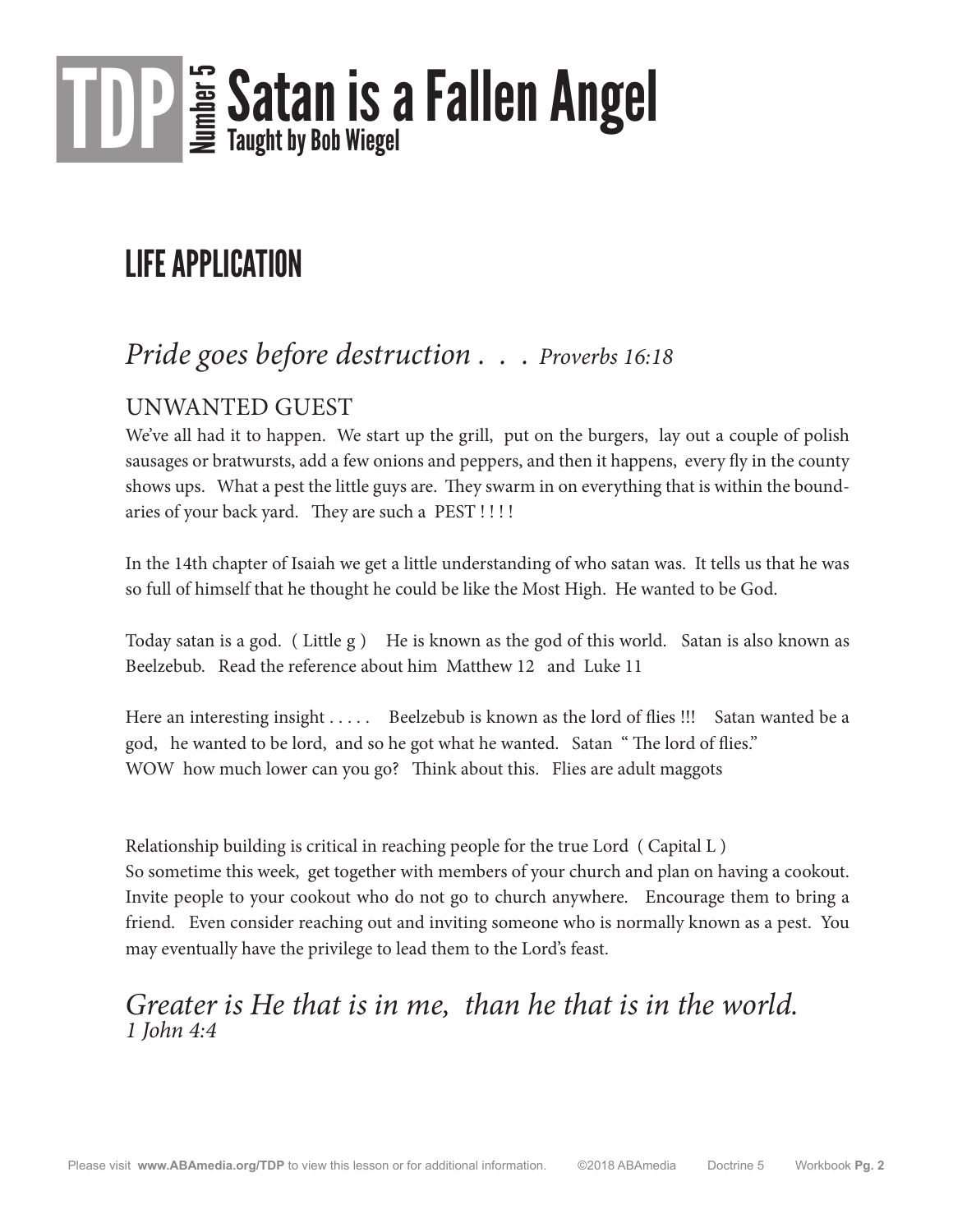# TDP Number 5 Satan is a Fallen Angel

Taught by Bob Wiegel

## LIFE APPLICATION

*Pride goes before destruction . . . Proverbs 16:18*

### UNWANTED GUEST

We've all had it to happen. We start up the grill, put on the burgers, lay out a couple of polish sausages or bratwursts, add a few onions and peppers, and then it happens, every fly in the county shows ups. What a pest the little guys are. They swarm in on everything that is within the boundaries of your back yard. They are such a PEST ! ! ! !

In the 14th chapter of Isaiah we get a little understanding of who satan was. It tells us that he was so full of himself that he thought he could be like the Most High. He wanted to be God.

Today satan is a god. ( Little g ) He is known as the god of this world. Satan is also known as Beelzebub. Read the reference about him Matthew 12 and Luke 11

Here an interesting insight . . . . . Beelzebub is known as the lord of flies !!! Satan wanted be a god, he wanted to be lord, and so he got what he wanted. Satan " The lord of flies."
WOW how much lower can you go? Think about this. Flies are adult maggots

Relationship building is critical in reaching people for the true Lord ( Capital L )
So sometime this week, get together with members of your church and plan on having a cookout. Invite people to your cookout who do not go to church anywhere. Encourage them to bring a friend. Even consider reaching out and inviting someone who is normally known as a pest. You may eventually have the privilege to lead them to the Lord's feast.

*Greater is He that is in me, than he that is in the world.*
*1 John 4:4*